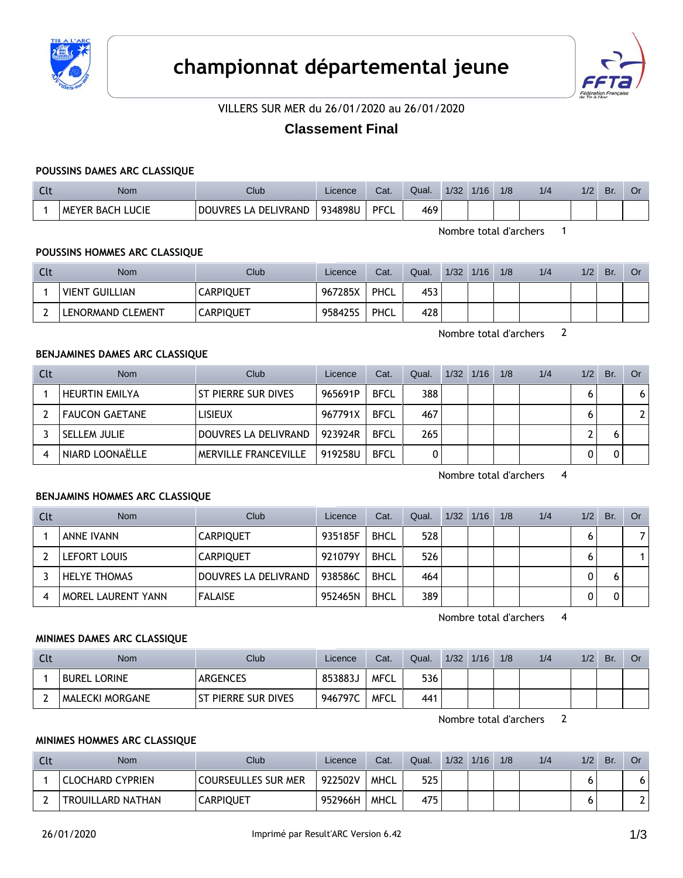# championnat départemental jeune

VILLERS SUR MER du 26/01/2020 au 26/01/2020

## Classement Final

### POUSSINS DAMES ARC CLASSIQUE

| Clt | Nom | Club | Licence | Cat. | Qual. | 1/32 | 1/16 | 1/8 | 1/4 | 1/2 | Br. | Or |
|---|---|---|---|---|---|---|---|---|---|---|---|---|
| 1 | MEYER BACH LUCIE | DOUVRES LA DELIVRAND | 934898U | PFCL | 469 | | | | | | | |

Nombre total d'archers 1

### POUSSINS HOMMES ARC CLASSIQUE

| Clt | Nom | Club | Licence | Cat. | Qual. | 1/32 | 1/16 | 1/8 | 1/4 | 1/2 | Br. | Or |
|---|---|---|---|---|---|---|---|---|---|---|---|---|
| 1 | VIENT GUILLIAN | CARPIQUET | 967285X | PHCL | 453 | | | | | | | |
| 2 | LENORMAND CLEMENT | CARPIQUET | 958425S | PHCL | 428 | | | | | | | |

Nombre total d'archers 2

### BENJAMINES DAMES ARC CLASSIQUE

| Clt | Nom | Club | Licence | Cat. | Qual. | 1/32 | 1/16 | 1/8 | 1/4 | 1/2 | Br. | Or |
|---|---|---|---|---|---|---|---|---|---|---|---|---|
| 1 | HEURTIN EMILYA | ST PIERRE SUR DIVES | 965691P | BFCL | 388 | | | | | 6 | | 6 |
| 2 | FAUCON GAETANE | LISIEUX | 967791X | BFCL | 467 | | | | | 6 | | 2 |
| 3 | SELLEM JULIE | DOUVRES LA DELIVRAND | 923924R | BFCL | 265 | | | | | 2 | 6 | |
| 4 | NIARD LOONAËLLE | MERVILLE FRANCEVILLE | 919258U | BFCL | 0 | | | | | 0 | 0 | |

Nombre total d'archers 4

### BENJAMINS HOMMES ARC CLASSIQUE

| Clt | Nom | Club | Licence | Cat. | Qual. | 1/32 | 1/16 | 1/8 | 1/4 | 1/2 | Br. | Or |
|---|---|---|---|---|---|---|---|---|---|---|---|---|
| 1 | ANNE IVANN | CARPIQUET | 935185F | BHCL | 528 | | | | | 6 | | 7 |
| 2 | LEFORT LOUIS | CARPIQUET | 921079Y | BHCL | 526 | | | | | 6 | | 1 |
| 3 | HELYE THOMAS | DOUVRES LA DELIVRAND | 938586C | BHCL | 464 | | | | | 0 | 6 | |
| 4 | MOREL LAURENT YANN | FALAISE | 952465N | BHCL | 389 | | | | | 0 | 0 | |

Nombre total d'archers 4

### MINIMES DAMES ARC CLASSIQUE

| Clt | Nom | Club | Licence | Cat. | Qual. | 1/32 | 1/16 | 1/8 | 1/4 | 1/2 | Br. | Or |
|---|---|---|---|---|---|---|---|---|---|---|---|---|
| 1 | BUREL LORINE | ARGENCES | 853883J | MFCL | 536 | | | | | | | |
| 2 | MALECKI MORGANE | ST PIERRE SUR DIVES | 946797C | MFCL | 441 | | | | | | | |

Nombre total d'archers 2

### MINIMES HOMMES ARC CLASSIQUE

| Clt | Nom | Club | Licence | Cat. | Qual. | 1/32 | 1/16 | 1/8 | 1/4 | 1/2 | Br. | Or |
|---|---|---|---|---|---|---|---|---|---|---|---|---|
| 1 | CLOCHARD CYPRIEN | COURSEULLES SUR MER | 922502V | MHCL | 525 | | | | | 6 | | 6 |
| 2 | TROUILLARD NATHAN | CARPIQUET | 952966H | MHCL | 475 | | | | | 6 | | 2 |

26/01/2020 Imprimé par Result'ARC Version 6.42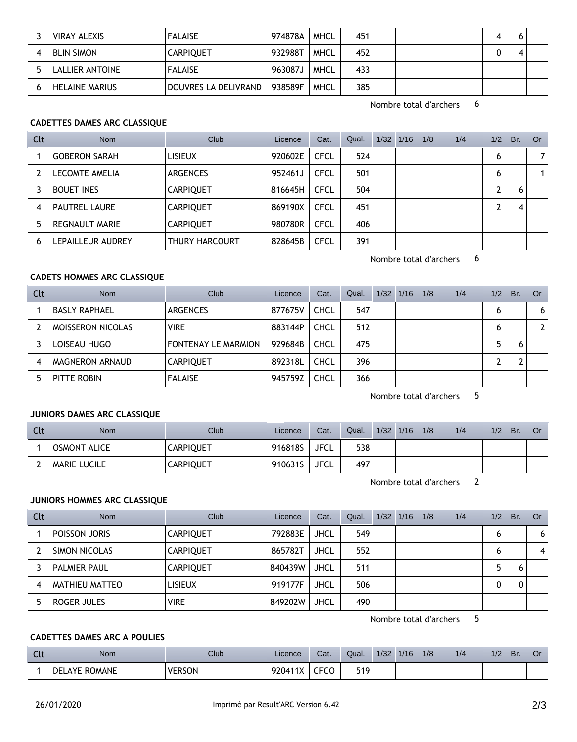| Clt | Nom | Club | Licence | Cat. | Qual. | 1/32 | 1/16 | 1/8 | 1/4 | 1/2 | Br. | Or |
|---|---|---|---|---|---|---|---|---|---|---|---|---|
| 3 | VIRAY ALEXIS | FALAISE | 974878A | MHCL | 451 | | | | | 4 | 6 | |
| 4 | BLIN SIMON | CARPIQUET | 932988T | MHCL | 452 | | | | | 0 | 4 | |
| 5 | LALLIER ANTOINE | FALAISE | 963087J | MHCL | 433 | | | | | | | |
| 6 | HELAINE MARIUS | DOUVRES LA DELIVRAND | 938589F | MHCL | 385 | | | | | | | |

Nombre total d'archers 6

**CADETTES DAMES ARC CLASSIQUE**

| Clt | Nom | Club | Licence | Cat. | Qual. | 1/32 | 1/16 | 1/8 | 1/4 | 1/2 | Br. | Or |
|---|---|---|---|---|---|---|---|---|---|---|---|---|
| 1 | GOBERON SARAH | LISIEUX | 920602E | CFCL | 524 | | | | | 6 | | 7 |
| 2 | LECOMTE AMELIA | ARGENCES | 952461J | CFCL | 501 | | | | | 6 | | 1 |
| 3 | BOUET INES | CARPIQUET | 816645H | CFCL | 504 | | | | | 2 | 6 | |
| 4 | PAUTREL LAURE | CARPIQUET | 869190X | CFCL | 451 | | | | | 2 | 4 | |
| 5 | REGNAULT MARIE | CARPIQUET | 980780R | CFCL | 406 | | | | | | | |
| 6 | LEPAILLEUR AUDREY | THURY HARCOURT | 828645B | CFCL | 391 | | | | | | | |

Nombre total d'archers 6

**CADETS HOMMES ARC CLASSIQUE**

| Clt | Nom | Club | Licence | Cat. | Qual. | 1/32 | 1/16 | 1/8 | 1/4 | 1/2 | Br. | Or |
|---|---|---|---|---|---|---|---|---|---|---|---|---|
| 1 | BASLY RAPHAEL | ARGENCES | 877675V | CHCL | 547 | | | | | 6 | | 6 |
| 2 | MOISSERON NICOLAS | VIRE | 883144P | CHCL | 512 | | | | | 6 | | 2 |
| 3 | LOISEAU HUGO | FONTENAY LE MARMION | 929684B | CHCL | 475 | | | | | 5 | 6 | |
| 4 | MAGNERON ARNAUD | CARPIQUET | 892318L | CHCL | 396 | | | | | 2 | 2 | |
| 5 | PITTE ROBIN | FALAISE | 945759Z | CHCL | 366 | | | | | | | |

Nombre total d'archers 5

**JUNIORS DAMES ARC CLASSIQUE**

| Clt | Nom | Club | Licence | Cat. | Qual. | 1/32 | 1/16 | 1/8 | 1/4 | 1/2 | Br. | Or |
|---|---|---|---|---|---|---|---|---|---|---|---|---|
| 1 | OSMONT ALICE | CARPIQUET | 916818S | JFCL | 538 | | | | | | | |
| 2 | MARIE LUCILE | CARPIQUET | 910631S | JFCL | 497 | | | | | | | |

Nombre total d'archers 2

**JUNIORS HOMMES ARC CLASSIQUE**

| Clt | Nom | Club | Licence | Cat. | Qual. | 1/32 | 1/16 | 1/8 | 1/4 | 1/2 | Br. | Or |
|---|---|---|---|---|---|---|---|---|---|---|---|---|
| 1 | POISSON JORIS | CARPIQUET | 792883E | JHCL | 549 | | | | | 6 | | 6 |
| 2 | SIMON NICOLAS | CARPIQUET | 865782T | JHCL | 552 | | | | | 6 | | 4 |
| 3 | PALMIER PAUL | CARPIQUET | 840439W | JHCL | 511 | | | | | 5 | 6 | |
| 4 | MATHIEU MATTEO | LISIEUX | 919177F | JHCL | 506 | | | | | 0 | 0 | |
| 5 | ROGER JULES | VIRE | 849202W | JHCL | 490 | | | | | | | |

Nombre total d'archers 5

**CADETTES DAMES ARC A POULIES**

| Clt | Nom | Club | Licence | Cat. | Qual. | 1/32 | 1/16 | 1/8 | 1/4 | 1/2 | Br. | Or |
|---|---|---|---|---|---|---|---|---|---|---|---|---|
| 1 | DELAYE ROMANE | VERSON | 920411X | CFCO | 519 | | | | | | | |

26/01/2020 Imprimé par Result'ARC Version 6.42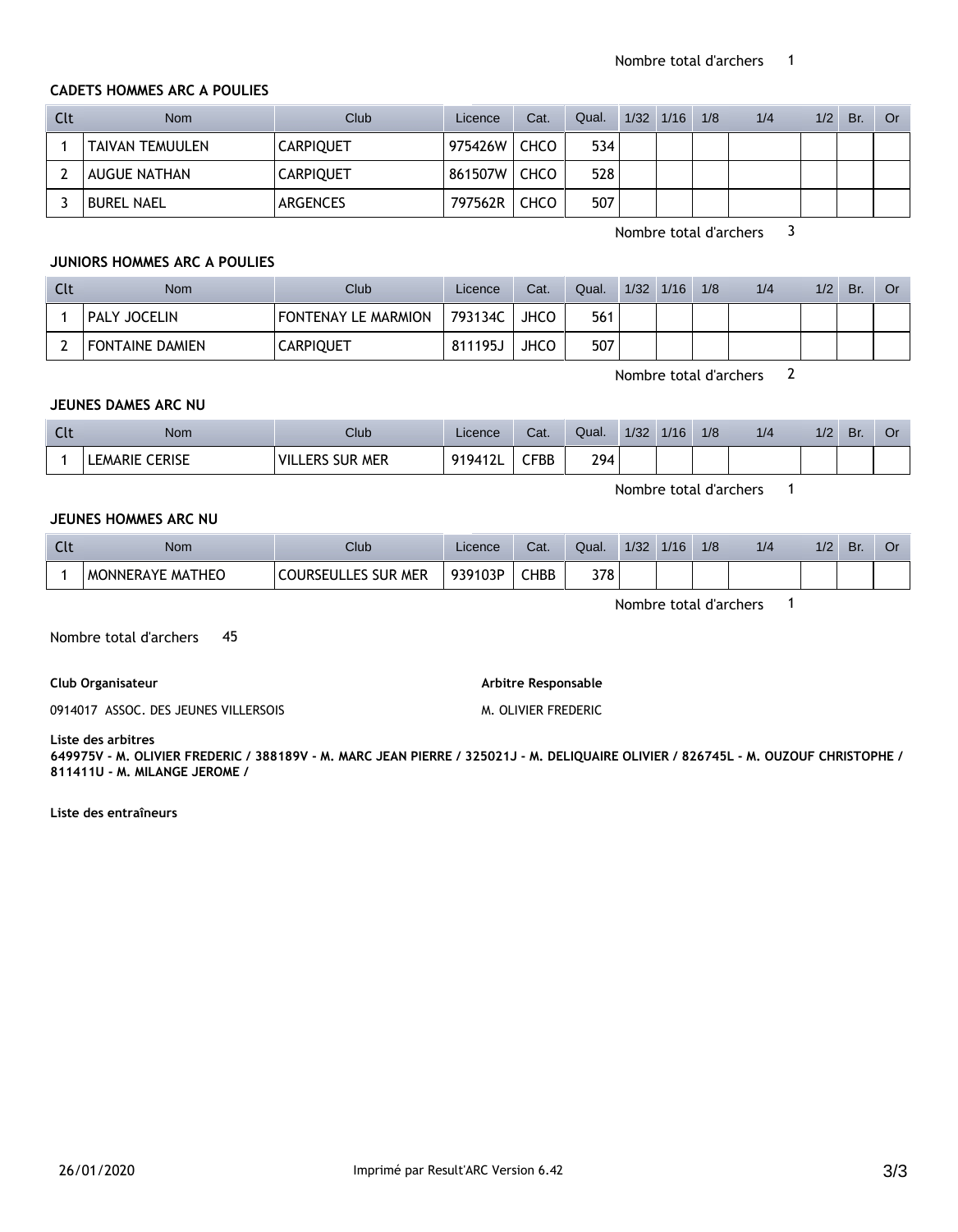Nombre total d'archers 1

### CADETS HOMMES ARC A POULIES

| Clt | Nom | Club | Licence | Cat. | Qual. | 1/32 | 1/16 | 1/8 | 1/4 | 1/2 | Br. | Or |
|---|---|---|---|---|---|---|---|---|---|---|---|---|
| 1 | TAIVAN TEMUULEN | CARPIQUET | 975426W | CHCO | 534 | | | | | | | |
| 2 | AUGUE NATHAN | CARPIQUET | 861507W | CHCO | 528 | | | | | | | |
| 3 | BUREL NAEL | ARGENCES | 797562R | CHCO | 507 | | | | | | | |

Nombre total d'archers 3

### JUNIORS HOMMES ARC A POULIES

| Clt | Nom | Club | Licence | Cat. | Qual. | 1/32 | 1/16 | 1/8 | 1/4 | 1/2 | Br. | Or |
|---|---|---|---|---|---|---|---|---|---|---|---|---|
| 1 | PALY JOCELIN | FONTENAY LE MARMION | 793134C | JHCO | 561 | | | | | | | |
| 2 | FONTAINE DAMIEN | CARPIQUET | 811195J | JHCO | 507 | | | | | | | |

Nombre total d'archers 2

### JEUNES DAMES ARC NU

| Clt | Nom | Club | Licence | Cat. | Qual. | 1/32 | 1/16 | 1/8 | 1/4 | 1/2 | Br. | Or |
|---|---|---|---|---|---|---|---|---|---|---|---|---|
| 1 | LEMARIE CERISE | VILLERS SUR MER | 919412L | CFBB | 294 | | | | | | | |

Nombre total d'archers 1

### JEUNES HOMMES ARC NU

| Clt | Nom | Club | Licence | Cat. | Qual. | 1/32 | 1/16 | 1/8 | 1/4 | 1/2 | Br. | Or |
|---|---|---|---|---|---|---|---|---|---|---|---|---|
| 1 | MONNERAYE MATHEO | COURSEULLES SUR MER | 939103P | CHBB | 378 | | | | | | | |

Nombre total d'archers 1

Nombre total d'archers 45

**Club Organisateur**

0914017 ASSOC. DES JEUNES VILLERSOIS

**Arbitre Responsable**

M. OLIVIER FREDERIC

**Liste des arbitres**

**649975V - M. OLIVIER FREDERIC / 388189V - M. MARC JEAN PIERRE / 325021J - M. DELIQUAIRE OLIVIER / 826745L - M. OUZOUF CHRISTOPHE / 811411U - M. MILANGE JEROME /**

**Liste des entraîneurs**

26/01/2020 Imprimé par Result'ARC Version 6.42